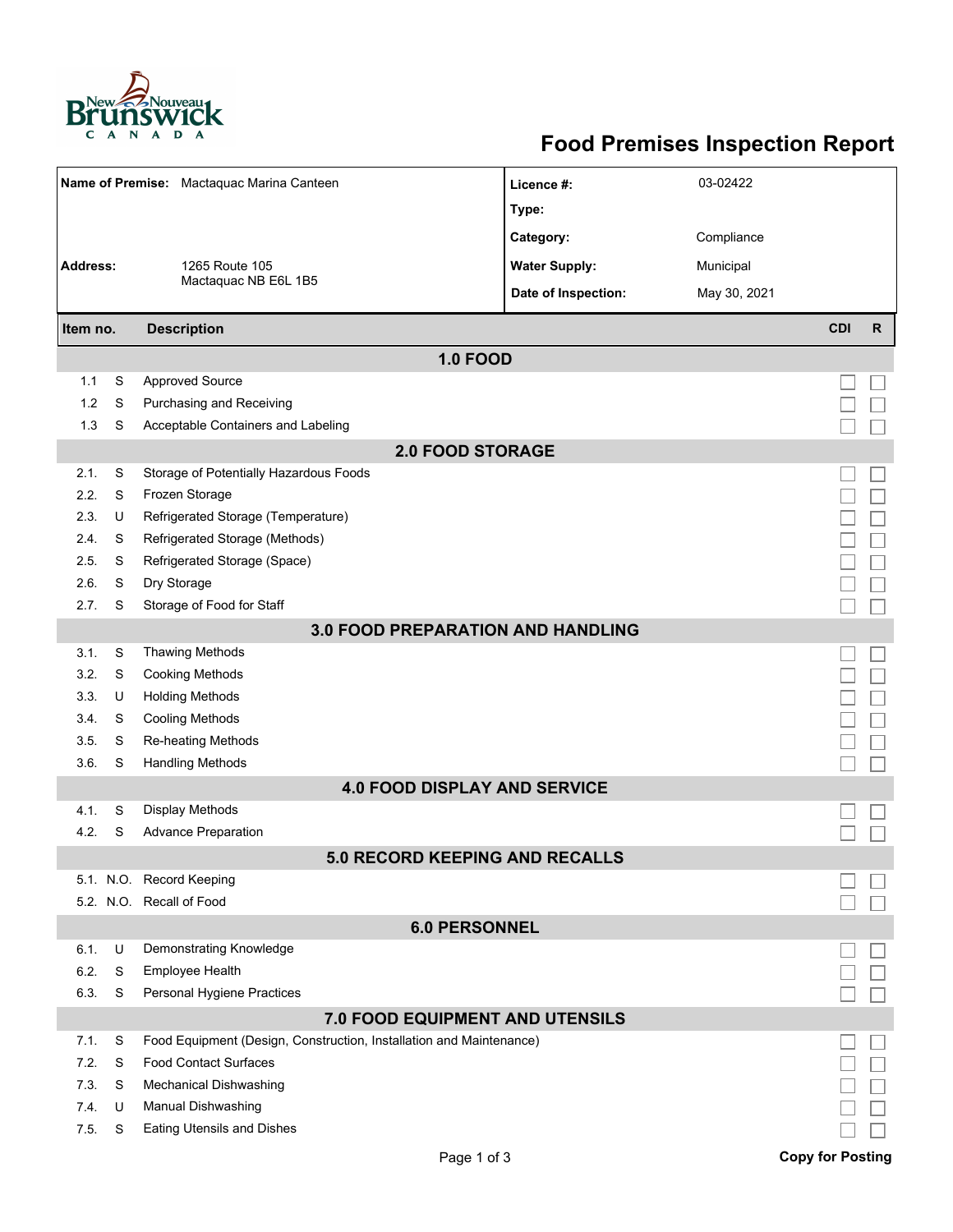# Food Premises Inspection Report

| | | | |
|---|---|---|---|
| **Name of Premise:** | Mactaquac Marina Canteen | **Licence #:** | 03-02422 |
| | | **Type:** | |
| | | **Category:** | Compliance |
| **Address:** | 1265 Route 105<br>Mactaquac NB E6L 1B5 | **Water Supply:** | Municipal |
| | | **Date of Inspection:** | May 30, 2021 |

| Item no. | | Description | CDI | R |
|---|---|---|---|---|
| **1.0 FOOD** | | | | |
| 1.1 | S | Approved Source | ☐ | ☐ |
| 1.2 | S | Purchasing and Receiving | ☐ | ☐ |
| 1.3 | S | Acceptable Containers and Labeling | ☐ | ☐ |
| **2.0 FOOD STORAGE** | | | | |
| 2.1. | S | Storage of Potentially Hazardous Foods | ☐ | ☐ |
| 2.2. | S | Frozen Storage | ☐ | ☐ |
| 2.3. | U | Refrigerated Storage (Temperature) | ☐ | ☐ |
| 2.4. | S | Refrigerated Storage (Methods) | ☐ | ☐ |
| 2.5. | S | Refrigerated Storage (Space) | ☐ | ☐ |
| 2.6. | S | Dry Storage | ☐ | ☐ |
| 2.7. | S | Storage of Food for Staff | ☐ | ☐ |
| **3.0 FOOD PREPARATION AND HANDLING** | | | | |
| 3.1. | S | Thawing Methods | ☐ | ☐ |
| 3.2. | S | Cooking Methods | ☐ | ☐ |
| 3.3. | U | Holding Methods | ☐ | ☐ |
| 3.4. | S | Cooling Methods | ☐ | ☐ |
| 3.5. | S | Re-heating Methods | ☐ | ☐ |
| 3.6. | S | Handling Methods | ☐ | ☐ |
| **4.0 FOOD DISPLAY AND SERVICE** | | | | |
| 4.1. | S | Display Methods | ☐ | ☐ |
| 4.2. | S | Advance Preparation | ☐ | ☐ |
| **5.0 RECORD KEEPING AND RECALLS** | | | | |
| 5.1. | N.O. | Record Keeping | ☐ | ☐ |
| 5.2. | N.O. | Recall of Food | ☐ | ☐ |
| **6.0 PERSONNEL** | | | | |
| 6.1. | U | Demonstrating Knowledge | ☐ | ☐ |
| 6.2. | S | Employee Health | ☐ | ☐ |
| 6.3. | S | Personal Hygiene Practices | ☐ | ☐ |
| **7.0 FOOD EQUIPMENT AND UTENSILS** | | | | |
| 7.1. | S | Food Equipment (Design, Construction, Installation and Maintenance) | ☐ | ☐ |
| 7.2. | S | Food Contact Surfaces | ☐ | ☐ |
| 7.3. | S | Mechanical Dishwashing | ☐ | ☐ |
| 7.4. | U | Manual Dishwashing | ☐ | ☐ |
| 7.5. | S | Eating Utensils and Dishes | ☐ | ☐ |

**Copy for Posting**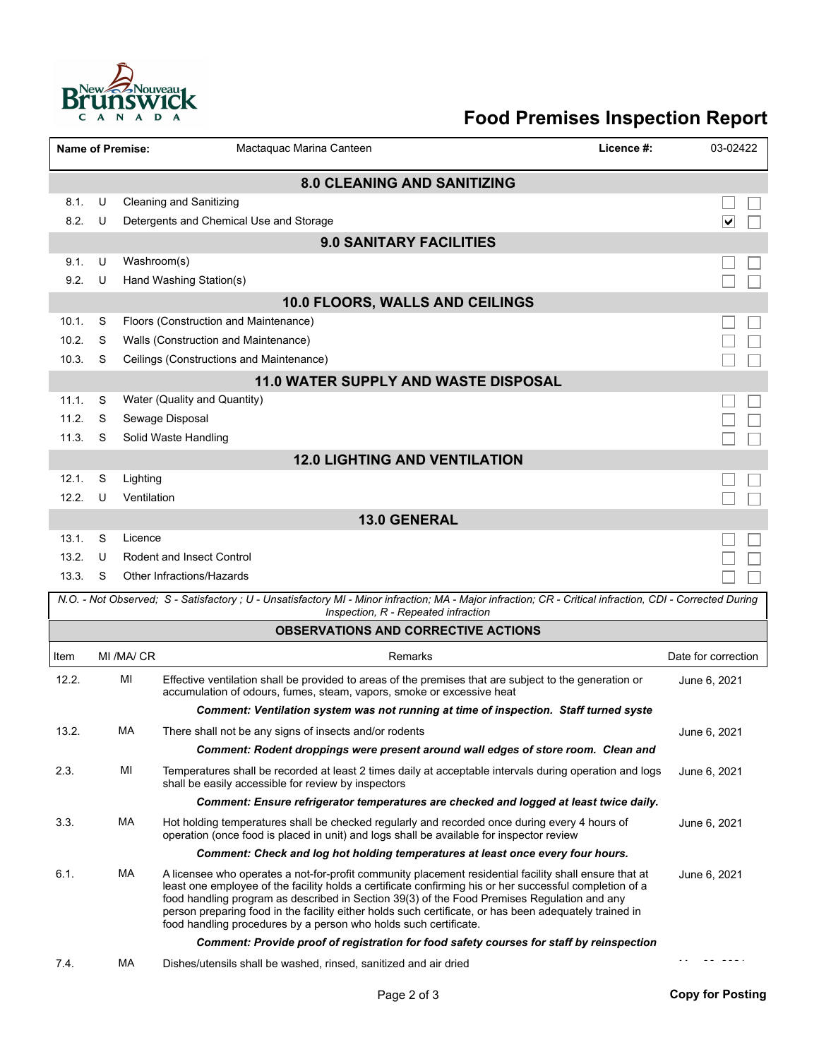# Food Premises Inspection Report

| Name of Premise: | Mactaquac Marina Canteen | Licence #: | 03-02422 |
|---|---|---|---|

## 8.0 CLEANING AND SANITIZING

| | | | | |
|---|---|---|---|---|
| 8.1. | U | Cleaning and Sanitizing | ☐ | ☐ |
| 8.2. | U | Detergents and Chemical Use and Storage | ☑ | ☐ |

## 9.0 SANITARY FACILITIES

| | | | | |
|---|---|---|---|---|
| 9.1. | U | Washroom(s) | ☐ | ☐ |
| 9.2. | U | Hand Washing Station(s) | ☐ | ☐ |

## 10.0 FLOORS, WALLS AND CEILINGS

| | | | | |
|---|---|---|---|---|
| 10.1. | S | Floors (Construction and Maintenance) | ☐ | ☐ |
| 10.2. | S | Walls (Construction and Maintenance) | ☐ | ☐ |
| 10.3. | S | Ceilings (Constructions and Maintenance) | ☐ | ☐ |

## 11.0 WATER SUPPLY AND WASTE DISPOSAL

| | | | | |
|---|---|---|---|---|
| 11.1. | S | Water (Quality and Quantity) | ☐ | ☐ |
| 11.2. | S | Sewage Disposal | ☐ | ☐ |
| 11.3. | S | Solid Waste Handling | ☐ | ☐ |

## 12.0 LIGHTING AND VENTILATION

| | | | | |
|---|---|---|---|---|
| 12.1. | S | Lighting | ☐ | ☐ |
| 12.2. | U | Ventilation | ☐ | ☐ |

## 13.0 GENERAL

| | | | | |
|---|---|---|---|---|
| 13.1. | S | Licence | ☐ | ☐ |
| 13.2. | U | Rodent and Insect Control | ☐ | ☐ |
| 13.3. | S | Other Infractions/Hazards | ☐ | ☐ |

*N.O. - Not Observed; S - Satisfactory ; U - Unsatisfactory MI - Minor infraction; MA - Major infraction; CR - Critical infraction, CDI - Corrected During Inspection, R - Repeated infraction*

## OBSERVATIONS AND CORRECTIVE ACTIONS

| Item | MI /MA/ CR | Remarks | Date for correction |
|---|---|---|---|
| 12.2. | MI | Effective ventilation shall be provided to areas of the premises that are subject to the generation or accumulation of odours, fumes, steam, vapors, smoke or excessive heat | June 6, 2021 |
| | | ***Comment: Ventilation system was not running at time of inspection. Staff turned syste*** | |
| 13.2. | MA | There shall not be any signs of insects and/or rodents | June 6, 2021 |
| | | ***Comment: Rodent droppings were present around wall edges of store room. Clean and*** | |
| 2.3. | MI | Temperatures shall be recorded at least 2 times daily at acceptable intervals during operation and logs shall be easily accessible for review by inspectors | June 6, 2021 |
| | | ***Comment: Ensure refrigerator temperatures are checked and logged at least twice daily.*** | |
| 3.3. | MA | Hot holding temperatures shall be checked regularly and recorded once during every 4 hours of operation (once food is placed in unit) and logs shall be available for inspector review | June 6, 2021 |
| | | ***Comment: Check and log hot holding temperatures at least once every four hours.*** | |
| 6.1. | MA | A licensee who operates a not-for-profit community placement residential facility shall ensure that at least one employee of the facility holds a certificate confirming his or her successful completion of a food handling program as described in Section 39(3) of the Food Premises Regulation and any person preparing food in the facility either holds such certificate, or has been adequately trained in food handling procedures by a person who holds such certificate. | June 6, 2021 |
| | | ***Comment: Provide proof of registration for food safety courses for staff by reinspection*** | |
| 7.4. | MA | Dishes/utensils shall be washed, rinsed, sanitized and air dried | |

Copy for Posting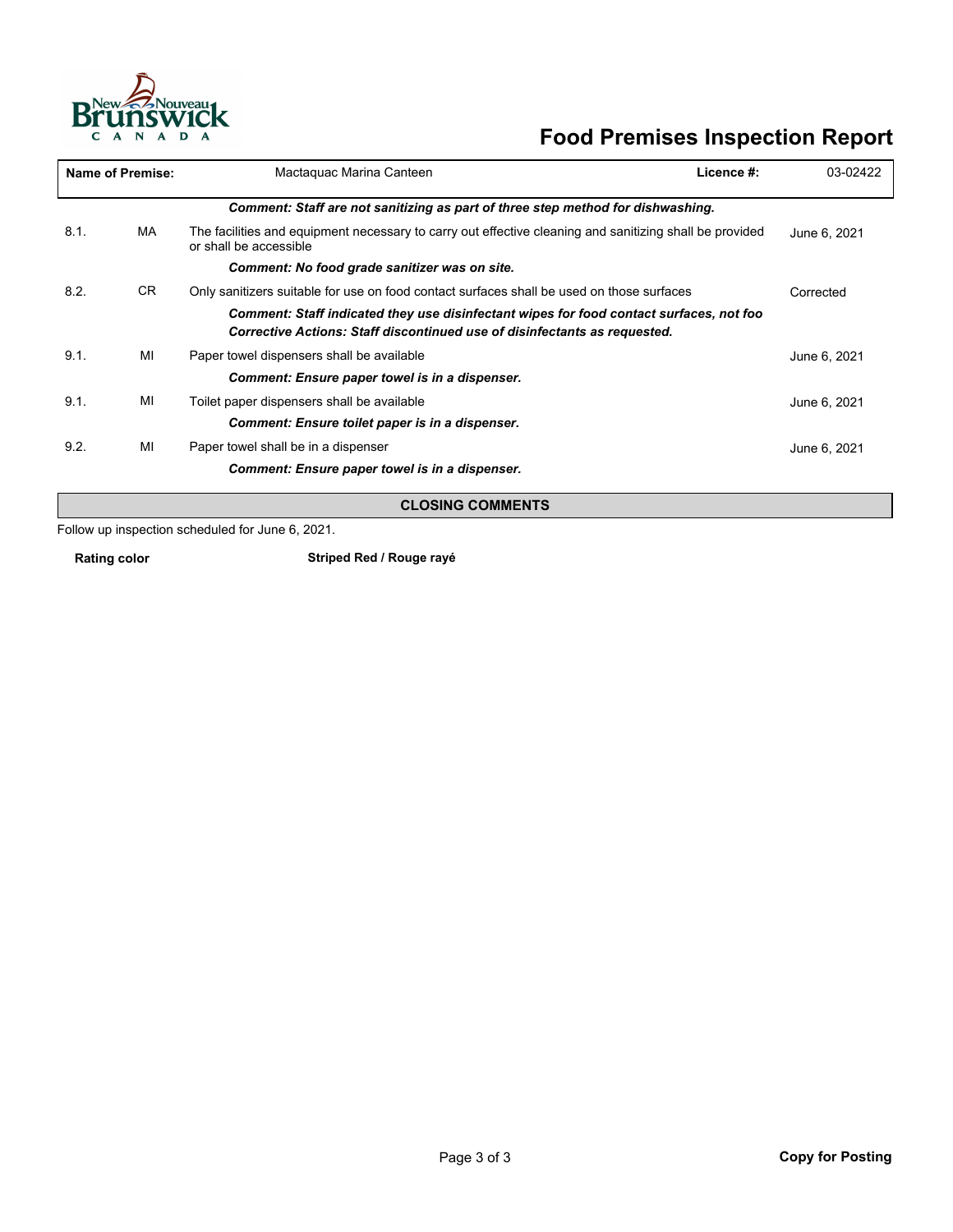# Food Premises Inspection Report

| **Name of Premise:** | Mactaquac Marina Canteen | **Licence #:** | 03-02422 |
|---|---|---|---|

***Comment: Staff are not sanitizing as part of three step method for dishwashing.***

| | | | |
|---|---|---|---|
| 8.1. | MA | The facilities and equipment necessary to carry out effective cleaning and sanitizing shall be provided or shall be accessible | June 6, 2021 |
| | | ***Comment: No food grade sanitizer was on site.*** | |
| 8.2. | CR | Only sanitizers suitable for use on food contact surfaces shall be used on those surfaces | Corrected |
| | | ***Comment: Staff indicated they use disinfectant wipes for food contact surfaces, not foo*** ***Corrective Actions: Staff discontinued use of disinfectants as requested.*** | |
| 9.1. | MI | Paper towel dispensers shall be available | June 6, 2021 |
| | | ***Comment: Ensure paper towel is in a dispenser.*** | |
| 9.1. | MI | Toilet paper dispensers shall be available | June 6, 2021 |
| | | ***Comment: Ensure toilet paper is in a dispenser.*** | |
| 9.2. | MI | Paper towel shall be in a dispenser | June 6, 2021 |
| | | ***Comment: Ensure paper towel is in a dispenser.*** | |

## CLOSING COMMENTS

Follow up inspection scheduled for June 6, 2021.

**Rating color** **Striped Red / Rouge rayé**

**Copy for Posting**